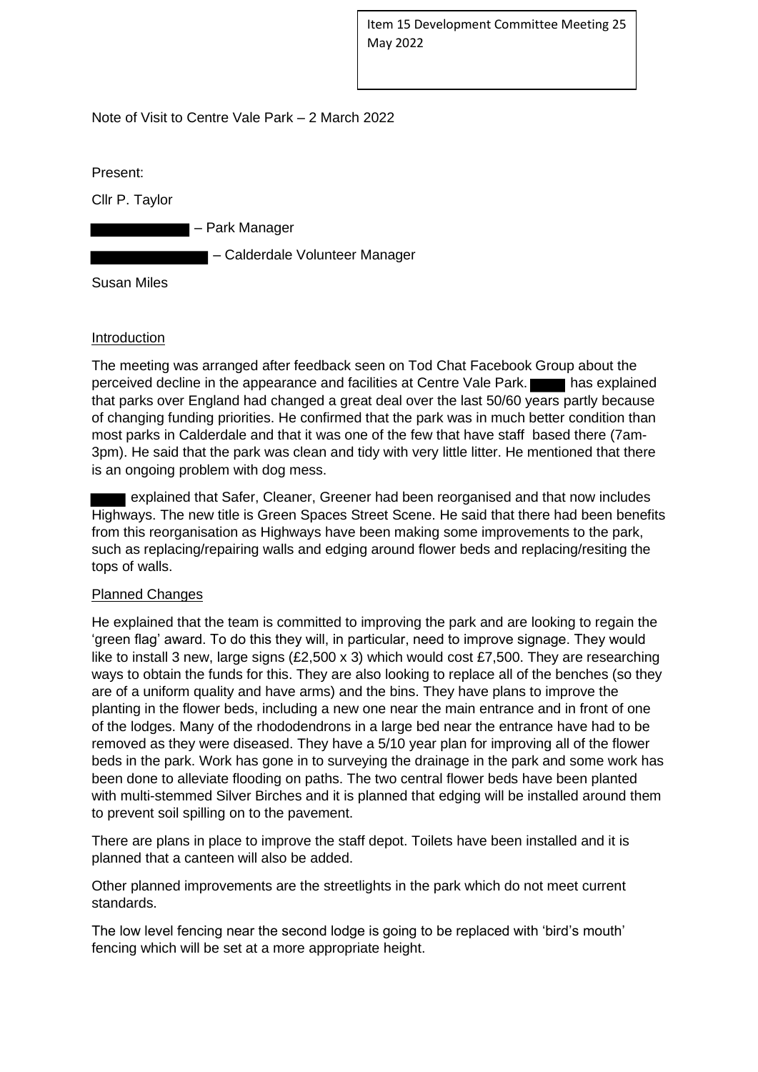Item 15 Development Committee Meeting 25 May 2022

Note of Visit to Centre Vale Park – 2 March 2022

Present:

Cllr P. Taylor

██████ – Park Manager

██████ – Calderdale Volunteer Manager

Susan Miles

## Introduction

The meeting was arranged after feedback seen on Tod Chat Facebook Group about the perceived decline in the appearance and facilities at Centre Vale Park. ███ has explained that parks over England had changed a great deal over the last 50/60 years partly because of changing funding priorities. He confirmed that the park was in much better condition than most parks in Calderdale and that it was one of the few that have staff based there (7am-3pm). He said that the park was clean and tidy with very little litter. He mentioned that there is an ongoing problem with dog mess.

███ explained that Safer, Cleaner, Greener had been reorganised and that now includes Highways. The new title is Green Spaces Street Scene. He said that there had been benefits from this reorganisation as Highways have been making some improvements to the park, such as replacing/repairing walls and edging around flower beds and replacing/resiting the tops of walls.

## Planned Changes

He explained that the team is committed to improving the park and are looking to regain the 'green flag' award. To do this they will, in particular, need to improve signage. They would like to install 3 new, large signs (£2,500 x 3) which would cost £7,500. They are researching ways to obtain the funds for this. They are also looking to replace all of the benches (so they are of a uniform quality and have arms) and the bins. They have plans to improve the planting in the flower beds, including a new one near the main entrance and in front of one of the lodges. Many of the rhododendrons in a large bed near the entrance have had to be removed as they were diseased. They have a 5/10 year plan for improving all of the flower beds in the park. Work has gone in to surveying the drainage in the park and some work has been done to alleviate flooding on paths. The two central flower beds have been planted with multi-stemmed Silver Birches and it is planned that edging will be installed around them to prevent soil spilling on to the pavement.

There are plans in place to improve the staff depot. Toilets have been installed and it is planned that a canteen will also be added.

Other planned improvements are the streetlights in the park which do not meet current standards.

The low level fencing near the second lodge is going to be replaced with 'bird's mouth' fencing which will be set at a more appropriate height.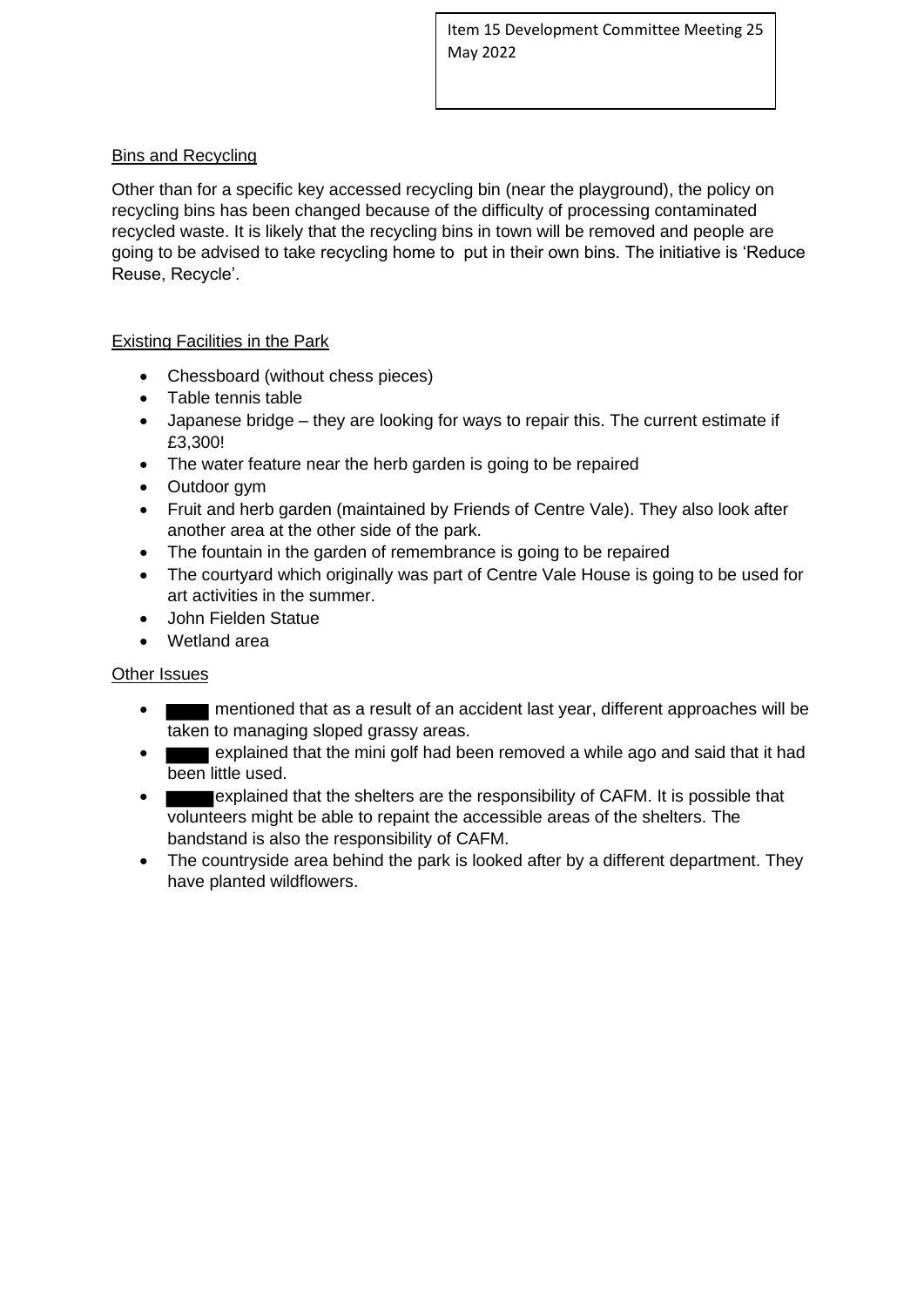Item 15 Development Committee Meeting 25 May 2022

Bins and Recycling

Other than for a specific key accessed recycling bin (near the playground), the policy on recycling bins has been changed because of the difficulty of processing contaminated recycled waste. It is likely that the recycling bins in town will be removed and people are going to be advised to take recycling home to put in their own bins. The initiative is 'Reduce Reuse, Recycle'.

Existing Facilities in the Park

- Chessboard (without chess pieces)
- Table tennis table
- Japanese bridge – they are looking for ways to repair this. The current estimate if £3,300!
- The water feature near the herb garden is going to be repaired
- Outdoor gym
- Fruit and herb garden (maintained by Friends of Centre Vale). They also look after another area at the other side of the park.
- The fountain in the garden of remembrance is going to be repaired
- The courtyard which originally was part of Centre Vale House is going to be used for art activities in the summer.
- John Fielden Statue
- Wetland area

Other Issues

- ██ mentioned that as a result of an accident last year, different approaches will be taken to managing sloped grassy areas.
- ██ explained that the mini golf had been removed a while ago and said that it had been little used.
- ██ explained that the shelters are the responsibility of CAFM. It is possible that volunteers might be able to repaint the accessible areas of the shelters. The bandstand is also the responsibility of CAFM.
- The countryside area behind the park is looked after by a different department. They have planted wildflowers.